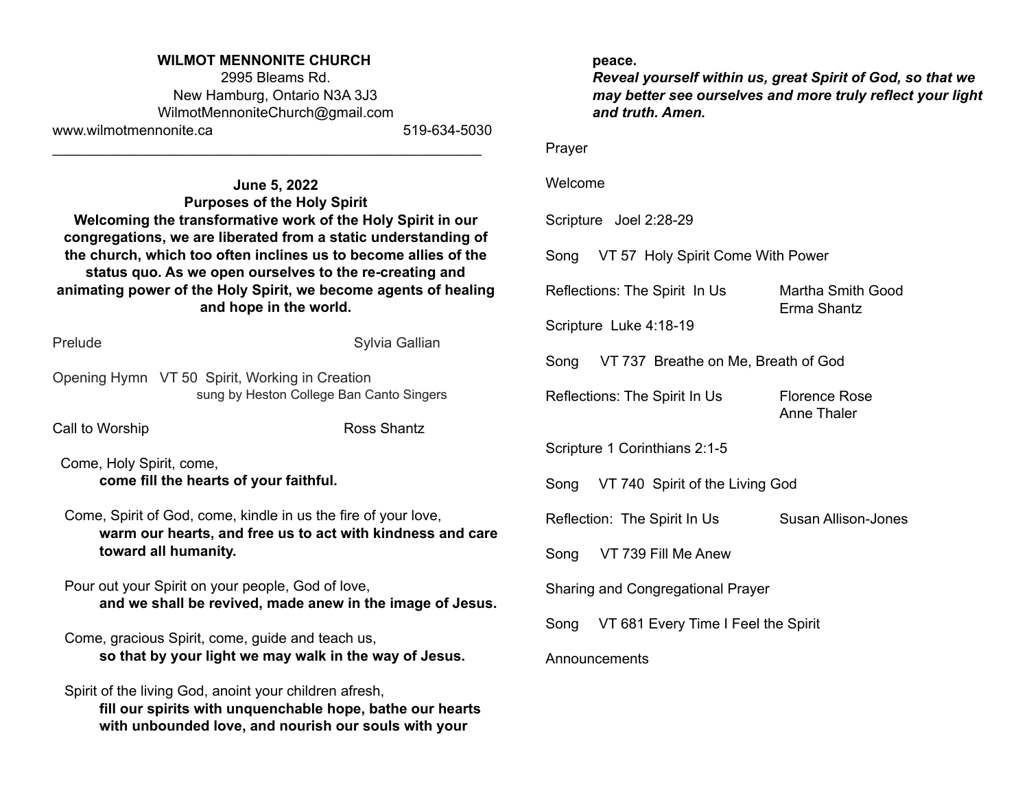**WILMOT MENNONITE CHURCH**
2995 Bleams Rd.
New Hamburg, Ontario N3A 3J3
WilmotMennoniteChurch@gmail.com
www.wilmotmennonite.ca 519-634-5030

---

**June 5, 2022**
**Purposes of the Holy Spirit**
**Welcoming the transformative work of the Holy Spirit in our congregations, we are liberated from a static understanding of the church, which too often inclines us to become allies of the status quo. As we open ourselves to the re-creating and animating power of the Holy Spirit, we become agents of healing and hope in the world.**

Prelude Sylvia Gallian

Opening Hymn VT 50 Spirit, Working in Creation
sung by Heston College Ban Canto Singers

Call to Worship Ross Shantz

Come, Holy Spirit, come,
**come fill the hearts of your faithful.**

Come, Spirit of God, come, kindle in us the fire of your love,
**warm our hearts, and free us to act with kindness and care toward all humanity.**

Pour out your Spirit on your people, God of love,
**and we shall be revived, made anew in the image of Jesus.**

Come, gracious Spirit, come, guide and teach us,
**so that by your light we may walk in the way of Jesus.**

Spirit of the living God, anoint your children afresh,
**fill our spirits with unquenchable hope, bathe our hearts with unbounded love, and nourish our souls with your peace.**
***Reveal yourself within us, great Spirit of God, so that we may better see ourselves and more truly reflect your light and truth. Amen.***

Prayer

Welcome

Scripture Joel 2:28-29

Song VT 57 Holy Spirit Come With Power

Reflections: The Spirit In Us Martha Smith Good
Erma Shantz

Scripture Luke 4:18-19

Song VT 737 Breathe on Me, Breath of God

Reflections: The Spirit In Us Florence Rose
Anne Thaler

Scripture 1 Corinthians 2:1-5

Song VT 740 Spirit of the Living God

Reflection: The Spirit In Us Susan Allison-Jones

Song VT 739 Fill Me Anew

Sharing and Congregational Prayer

Song VT 681 Every Time I Feel the Spirit

Announcements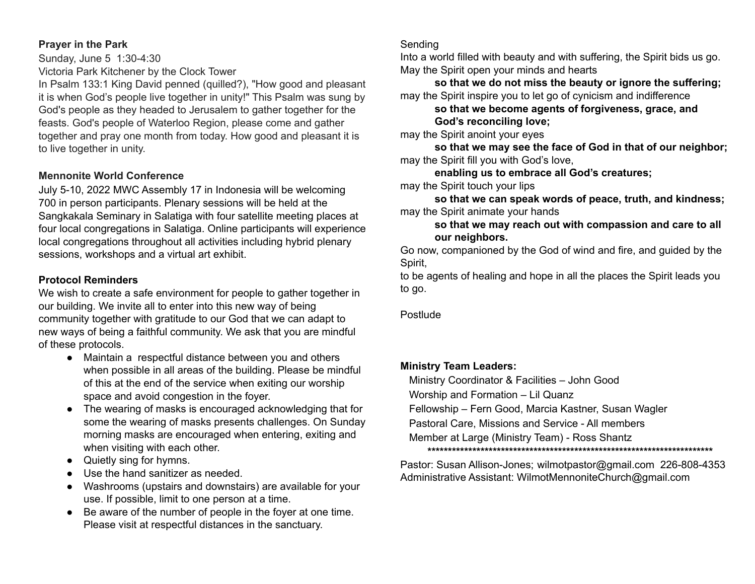**Prayer in the Park**

Sunday, June 5 1:30-4:30

Victoria Park Kitchener by the Clock Tower

In Psalm 133:1 King David penned (quilled?), "How good and pleasant it is when God's people live together in unity!" This Psalm was sung by God's people as they headed to Jerusalem to gather together for the feasts. God's people of Waterloo Region, please come and gather together and pray one month from today. How good and pleasant it is to live together in unity.

**Mennonite World Conference**

July 5-10, 2022 MWC Assembly 17 in Indonesia will be welcoming 700 in person participants. Plenary sessions will be held at the Sangkakala Seminary in Salatiga with four satellite meeting places at four local congregations in Salatiga. Online participants will experience local congregations throughout all activities including hybrid plenary sessions, workshops and a virtual art exhibit.

**Protocol Reminders**

We wish to create a safe environment for people to gather together in our building. We invite all to enter into this new way of being community together with gratitude to our God that we can adapt to new ways of being a faithful community. We ask that you are mindful of these protocols.

- Maintain a respectful distance between you and others when possible in all areas of the building. Please be mindful of this at the end of the service when exiting our worship space and avoid congestion in the foyer.
- The wearing of masks is encouraged acknowledging that for some the wearing of masks presents challenges. On Sunday morning masks are encouraged when entering, exiting and when visiting with each other.
- Quietly sing for hymns.
- Use the hand sanitizer as needed.
- Washrooms (upstairs and downstairs) are available for your use. If possible, limit to one person at a time.
- Be aware of the number of people in the foyer at one time. Please visit at respectful distances in the sanctuary.

Sending

Into a world filled with beauty and with suffering, the Spirit bids us go.
May the Spirit open your minds and hearts

**so that we do not miss the beauty or ignore the suffering;**

may the Spirit inspire you to let go of cynicism and indifference

**so that we become agents of forgiveness, grace, and God's reconciling love;**

may the Spirit anoint your eyes

**so that we may see the face of God in that of our neighbor;**

may the Spirit fill you with God's love,

**enabling us to embrace all God's creatures;**

may the Spirit touch your lips

**so that we can speak words of peace, truth, and kindness;**

may the Spirit animate your hands

**so that we may reach out with compassion and care to all our neighbors.**

Go now, companioned by the God of wind and fire, and guided by the Spirit,
to be agents of healing and hope in all the places the Spirit leads you to go.

Postlude

**Ministry Team Leaders:**

Ministry Coordinator & Facilities – John Good
Worship and Formation – Lil Quanz
Fellowship – Fern Good, Marcia Kastner, Susan Wagler
Pastoral Care, Missions and Service - All members
Member at Large (Ministry Team) - Ross Shantz

************************************************************************

Pastor: Susan Allison-Jones; wilmotpastor@gmail.com 226-808-4353
Administrative Assistant: WilmotMennoniteChurch@gmail.com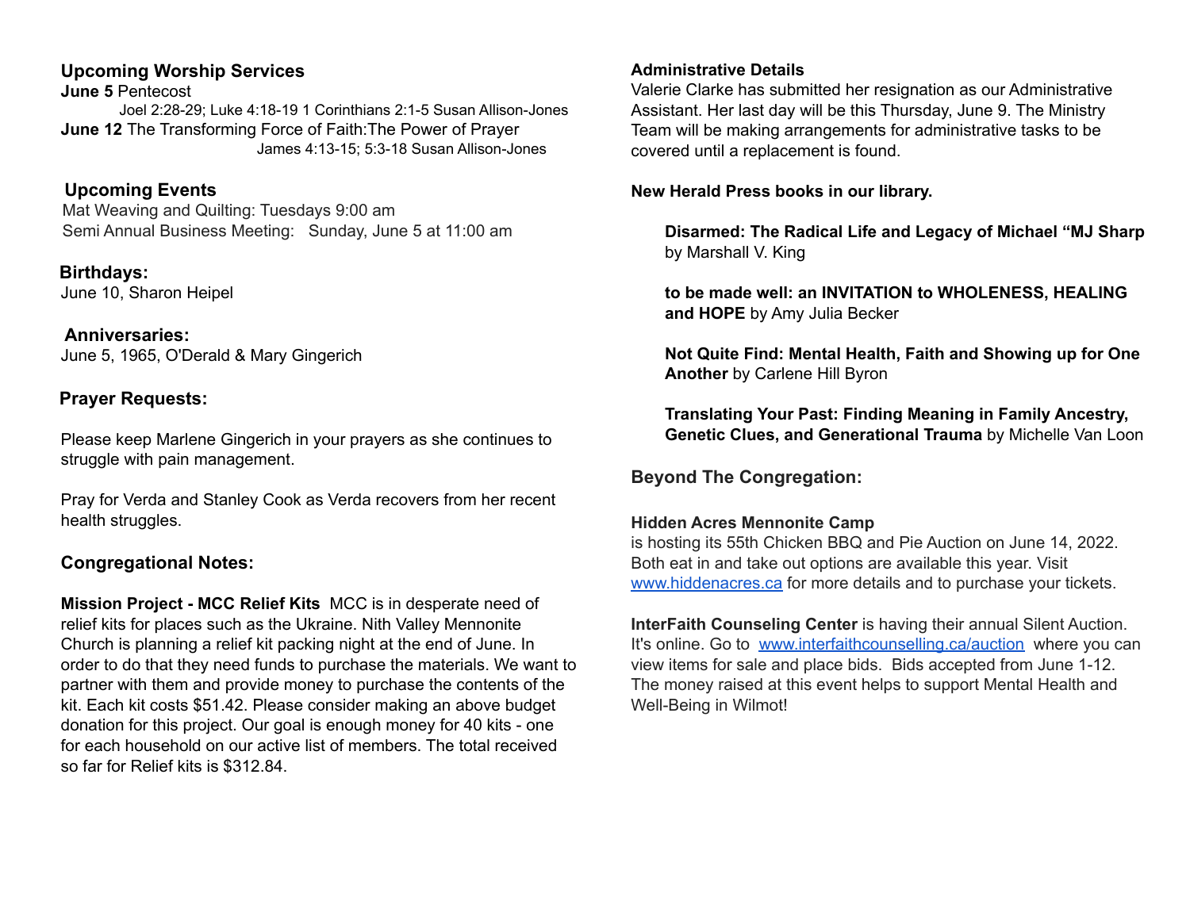## Upcoming Worship Services

**June 5** Pentecost

Joel 2:28-29; Luke 4:18-19 1 Corinthians 2:1-5 Susan Allison-Jones

**June 12** The Transforming Force of Faith:The Power of Prayer

James 4:13-15; 5:3-18 Susan Allison-Jones

## Upcoming Events

Mat Weaving and Quilting: Tuesdays 9:00 am

Semi Annual Business Meeting: Sunday, June 5 at 11:00 am

## Birthdays:

June 10, Sharon Heipel

## Anniversaries:

June 5, 1965, O'Derald & Mary Gingerich

## Prayer Requests:

Please keep Marlene Gingerich in your prayers as she continues to struggle with pain management.

Pray for Verda and Stanley Cook as Verda recovers from her recent health struggles.

## Congregational Notes:

**Mission Project - MCC Relief Kits** MCC is in desperate need of relief kits for places such as the Ukraine. Nith Valley Mennonite Church is planning a relief kit packing night at the end of June. In order to do that they need funds to purchase the materials. We want to partner with them and provide money to purchase the contents of the kit. Each kit costs $51.42. Please consider making an above budget donation for this project. Our goal is enough money for 40 kits - one for each household on our active list of members. The total received so far for Relief kits is $312.84.

**Administrative Details**

Valerie Clarke has submitted her resignation as our Administrative Assistant. Her last day will be this Thursday, June 9. The Ministry Team will be making arrangements for administrative tasks to be covered until a replacement is found.

**New Herald Press books in our library.**

**Disarmed: The Radical Life and Legacy of Michael "MJ Sharp** by Marshall V. King

**to be made well: an INVITATION to WHOLENESS, HEALING and HOPE** by Amy Julia Becker

**Not Quite Find: Mental Health, Faith and Showing up for One Another** by Carlene Hill Byron

**Translating Your Past: Finding Meaning in Family Ancestry, Genetic Clues, and Generational Trauma** by Michelle Van Loon

## Beyond The Congregation:

**Hidden Acres Mennonite Camp**

is hosting its 55th Chicken BBQ and Pie Auction on June 14, 2022. Both eat in and take out options are available this year. Visit www.hiddenacres.ca for more details and to purchase your tickets.

**InterFaith Counseling Center** is having their annual Silent Auction. It's online. Go to www.interfaithcounselling.ca/auction where you can view items for sale and place bids. Bids accepted from June 1-12. The money raised at this event helps to support Mental Health and Well-Being in Wilmot!